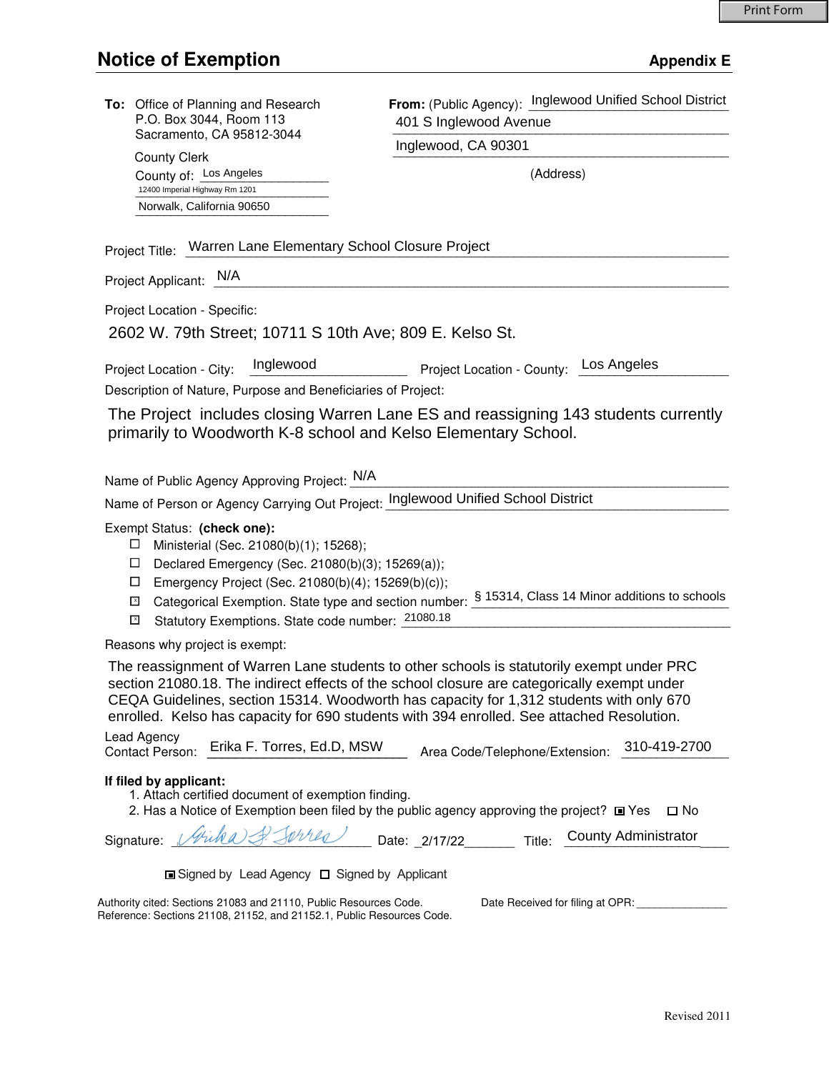# Notice of Exemption

**Appendix E**

**To:** Office of Planning and Research
P.O. Box 3044, Room 113
Sacramento, CA 95812-3044

County Clerk
County of: Los Angeles
12400 Imperial Highway Rm 1201
Norwalk, California 90650

**From:** (Public Agency): Inglewood Unified School District
401 S Inglewood Avenue
Inglewood, CA 90301
(Address)

Project Title: Warren Lane Elementary School Closure Project

Project Applicant: N/A

Project Location - Specific:

2602 W. 79th Street; 10711 S 10th Ave; 809 E. Kelso St.

Project Location - City: Inglewood     Project Location - County: Los Angeles

Description of Nature, Purpose and Beneficiaries of Project:

The Project includes closing Warren Lane ES and reassigning 143 students currently primarily to Woodworth K-8 school and Kelso Elementary School.

Name of Public Agency Approving Project: N/A

Name of Person or Agency Carrying Out Project: Inglewood Unified School District

Exempt Status: **(check one):**

- ☐ Ministerial (Sec. 21080(b)(1); 15268);
- ☐ Declared Emergency (Sec. 21080(b)(3); 15269(a));
- ☐ Emergency Project (Sec. 21080(b)(4); 15269(b)(c));
- ☒ Categorical Exemption. State type and section number: § 15314, Class 14 Minor additions to schools
- ☒ Statutory Exemptions. State code number: 21080.18

Reasons why project is exempt:

The reassignment of Warren Lane students to other schools is statutorily exempt under PRC section 21080.18. The indirect effects of the school closure are categorically exempt under CEQA Guidelines, section 15314. Woodworth has capacity for 1,312 students with only 670 enrolled. Kelso has capacity for 690 students with 394 enrolled. See attached Resolution.

Lead Agency Contact Person: Erika F. Torres, Ed.D, MSW     Area Code/Telephone/Extension: 310-419-2700

**If filed by applicant:**

1. Attach certified document of exemption finding.
2. Has a Notice of Exemption been filed by the public agency approving the project? ■ Yes ☐ No

Signature: *Erika F. Torres*     Date: 2/17/22     Title: County Administrator

■ Signed by Lead Agency ☐ Signed by Applicant

Authority cited: Sections 21083 and 21110, Public Resources Code.
Reference: Sections 21108, 21152, and 21152.1, Public Resources Code.

Date Received for filing at OPR: _______________

Revised 2011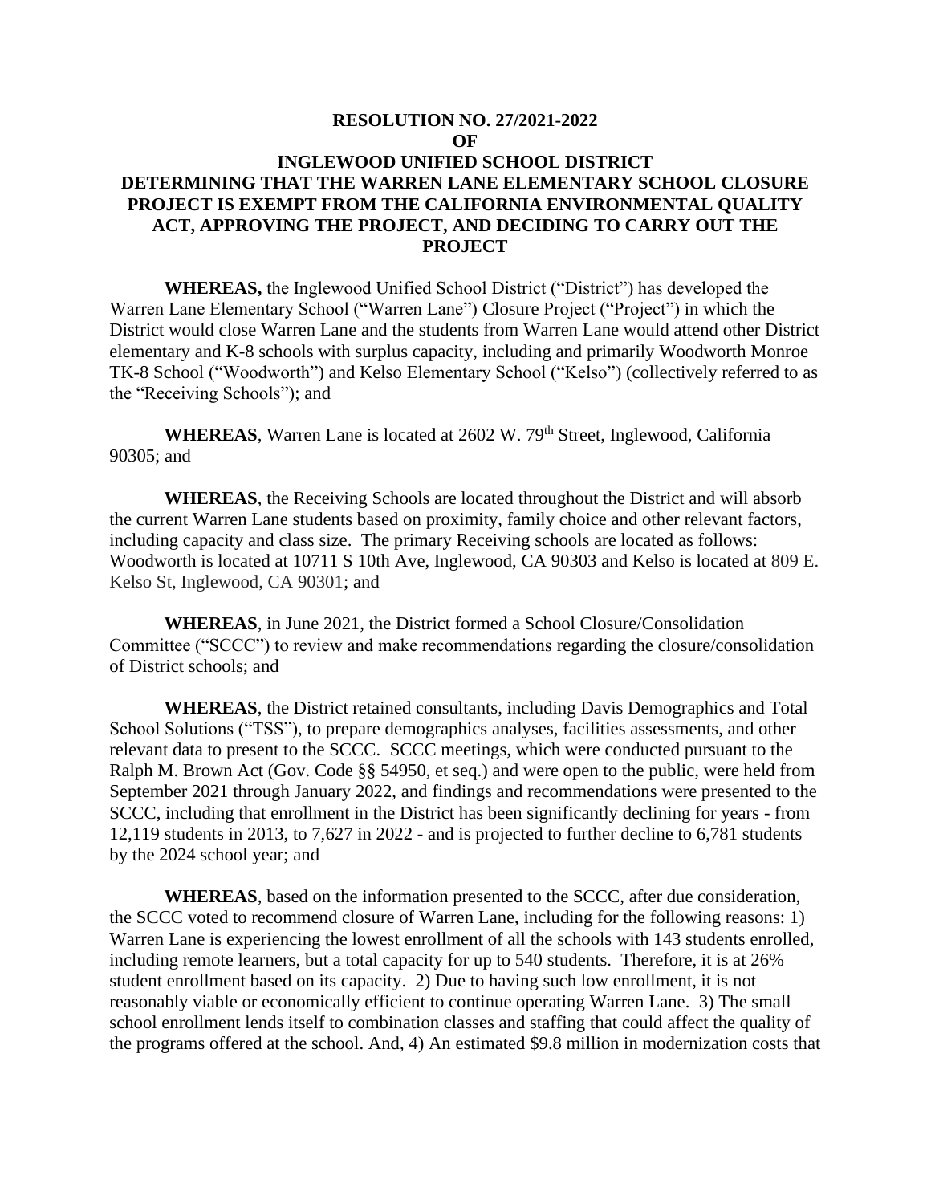**RESOLUTION NO. 27/2021-2022**
**OF**
**INGLEWOOD UNIFIED SCHOOL DISTRICT**
**DETERMINING THAT THE WARREN LANE ELEMENTARY SCHOOL CLOSURE PROJECT IS EXEMPT FROM THE CALIFORNIA ENVIRONMENTAL QUALITY ACT, APPROVING THE PROJECT, AND DECIDING TO CARRY OUT THE PROJECT**

**WHEREAS,** the Inglewood Unified School District ("District") has developed the Warren Lane Elementary School ("Warren Lane") Closure Project ("Project") in which the District would close Warren Lane and the students from Warren Lane would attend other District elementary and K-8 schools with surplus capacity, including and primarily Woodworth Monroe TK-8 School ("Woodworth") and Kelso Elementary School ("Kelso") (collectively referred to as the "Receiving Schools"); and

**WHEREAS**, Warren Lane is located at 2602 W. 79th Street, Inglewood, California 90305; and

**WHEREAS**, the Receiving Schools are located throughout the District and will absorb the current Warren Lane students based on proximity, family choice and other relevant factors, including capacity and class size. The primary Receiving schools are located as follows: Woodworth is located at 10711 S 10th Ave, Inglewood, CA 90303 and Kelso is located at 809 E. Kelso St, Inglewood, CA 90301; and

**WHEREAS**, in June 2021, the District formed a School Closure/Consolidation Committee ("SCCC") to review and make recommendations regarding the closure/consolidation of District schools; and

**WHEREAS**, the District retained consultants, including Davis Demographics and Total School Solutions ("TSS"), to prepare demographics analyses, facilities assessments, and other relevant data to present to the SCCC. SCCC meetings, which were conducted pursuant to the Ralph M. Brown Act (Gov. Code §§ 54950, et seq.) and were open to the public, were held from September 2021 through January 2022, and findings and recommendations were presented to the SCCC, including that enrollment in the District has been significantly declining for years - from 12,119 students in 2013, to 7,627 in 2022 - and is projected to further decline to 6,781 students by the 2024 school year; and

**WHEREAS**, based on the information presented to the SCCC, after due consideration, the SCCC voted to recommend closure of Warren Lane, including for the following reasons: 1) Warren Lane is experiencing the lowest enrollment of all the schools with 143 students enrolled, including remote learners, but a total capacity for up to 540 students. Therefore, it is at 26% student enrollment based on its capacity. 2) Due to having such low enrollment, it is not reasonably viable or economically efficient to continue operating Warren Lane. 3) The small school enrollment lends itself to combination classes and staffing that could affect the quality of the programs offered at the school. And, 4) An estimated $9.8 million in modernization costs that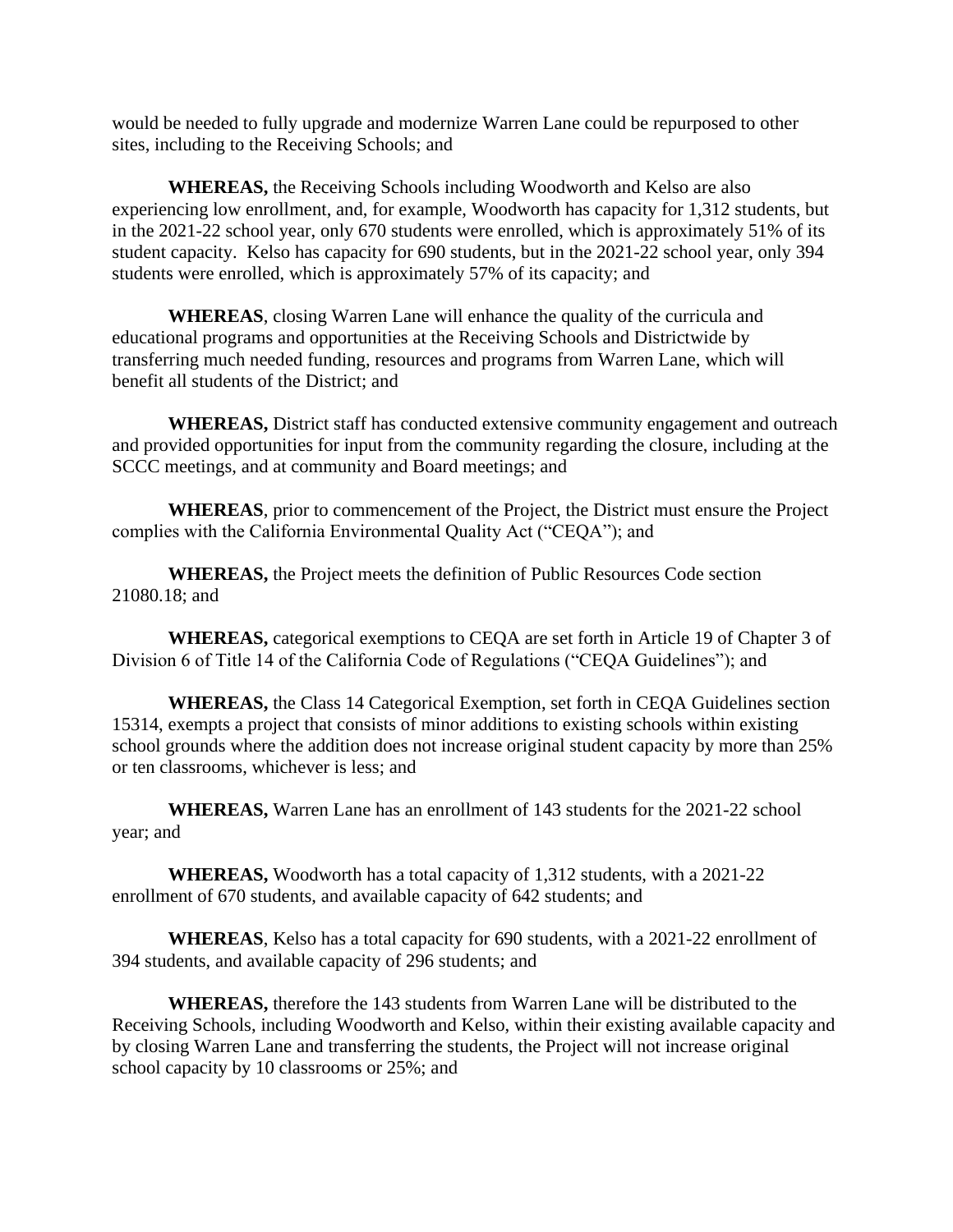would be needed to fully upgrade and modernize Warren Lane could be repurposed to other sites, including to the Receiving Schools; and

**WHEREAS,** the Receiving Schools including Woodworth and Kelso are also experiencing low enrollment, and, for example, Woodworth has capacity for 1,312 students, but in the 2021-22 school year, only 670 students were enrolled, which is approximately 51% of its student capacity. Kelso has capacity for 690 students, but in the 2021-22 school year, only 394 students were enrolled, which is approximately 57% of its capacity; and

**WHEREAS**, closing Warren Lane will enhance the quality of the curricula and educational programs and opportunities at the Receiving Schools and Districtwide by transferring much needed funding, resources and programs from Warren Lane, which will benefit all students of the District; and

**WHEREAS,** District staff has conducted extensive community engagement and outreach and provided opportunities for input from the community regarding the closure, including at the SCCC meetings, and at community and Board meetings; and

**WHEREAS**, prior to commencement of the Project, the District must ensure the Project complies with the California Environmental Quality Act ("CEQA"); and

**WHEREAS,** the Project meets the definition of Public Resources Code section 21080.18; and

**WHEREAS,** categorical exemptions to CEQA are set forth in Article 19 of Chapter 3 of Division 6 of Title 14 of the California Code of Regulations ("CEQA Guidelines"); and

**WHEREAS,** the Class 14 Categorical Exemption, set forth in CEQA Guidelines section 15314, exempts a project that consists of minor additions to existing schools within existing school grounds where the addition does not increase original student capacity by more than 25% or ten classrooms, whichever is less; and

**WHEREAS,** Warren Lane has an enrollment of 143 students for the 2021-22 school year; and

**WHEREAS,** Woodworth has a total capacity of 1,312 students, with a 2021-22 enrollment of 670 students, and available capacity of 642 students; and

**WHEREAS**, Kelso has a total capacity for 690 students, with a 2021-22 enrollment of 394 students, and available capacity of 296 students; and

**WHEREAS,** therefore the 143 students from Warren Lane will be distributed to the Receiving Schools, including Woodworth and Kelso, within their existing available capacity and by closing Warren Lane and transferring the students, the Project will not increase original school capacity by 10 classrooms or 25%; and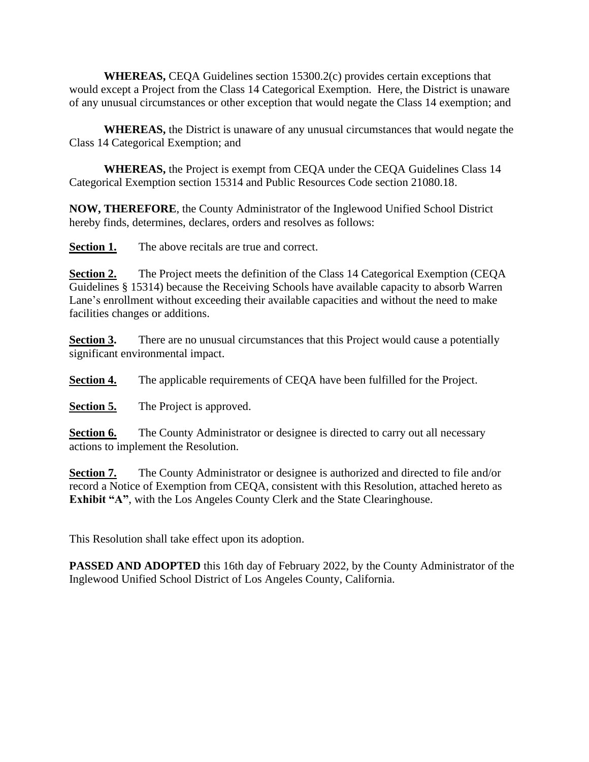**WHEREAS,** CEQA Guidelines section 15300.2(c) provides certain exceptions that would except a Project from the Class 14 Categorical Exemption. Here, the District is unaware of any unusual circumstances or other exception that would negate the Class 14 exemption; and

**WHEREAS,** the District is unaware of any unusual circumstances that would negate the Class 14 Categorical Exemption; and

**WHEREAS,** the Project is exempt from CEQA under the CEQA Guidelines Class 14 Categorical Exemption section 15314 and Public Resources Code section 21080.18.

**NOW, THEREFORE**, the County Administrator of the Inglewood Unified School District hereby finds, determines, declares, orders and resolves as follows:

**Section 1.** The above recitals are true and correct.

**Section 2.** The Project meets the definition of the Class 14 Categorical Exemption (CEQA Guidelines § 15314) because the Receiving Schools have available capacity to absorb Warren Lane's enrollment without exceeding their available capacities and without the need to make facilities changes or additions.

**Section 3.** There are no unusual circumstances that this Project would cause a potentially significant environmental impact.

**Section 4.** The applicable requirements of CEQA have been fulfilled for the Project.

**Section 5.** The Project is approved.

**Section 6.** The County Administrator or designee is directed to carry out all necessary actions to implement the Resolution.

**Section 7.** The County Administrator or designee is authorized and directed to file and/or record a Notice of Exemption from CEQA, consistent with this Resolution, attached hereto as **Exhibit "A"**, with the Los Angeles County Clerk and the State Clearinghouse.

This Resolution shall take effect upon its adoption.

**PASSED AND ADOPTED** this 16th day of February 2022, by the County Administrator of the Inglewood Unified School District of Los Angeles County, California.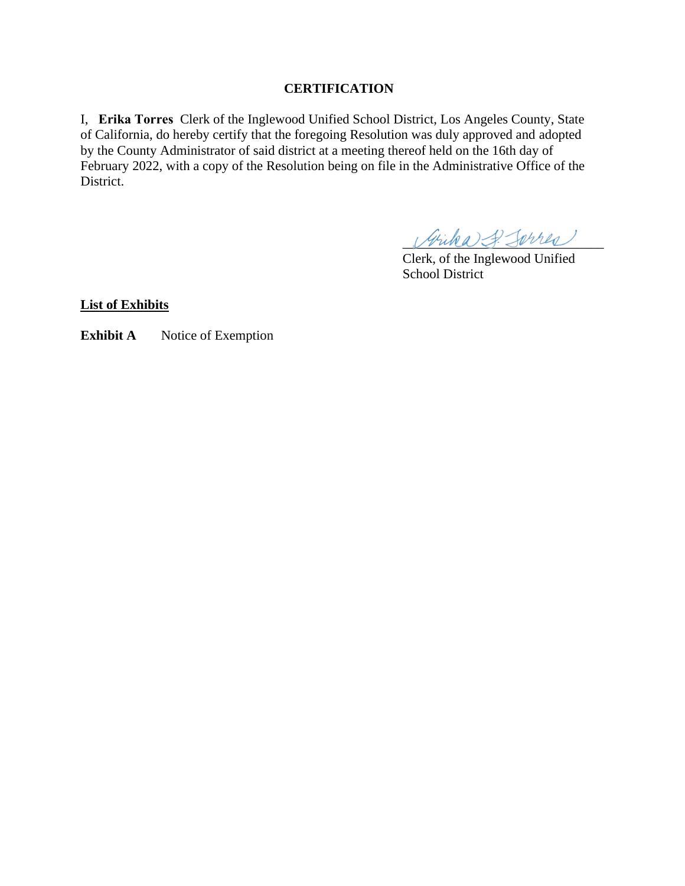## CERTIFICATION

I, **Erika Torres** Clerk of the Inglewood Unified School District, Los Angeles County, State of California, do hereby certify that the foregoing Resolution was duly approved and adopted by the County Administrator of said district at a meeting thereof held on the 16th day of February 2022, with a copy of the Resolution being on file in the Administrative Office of the District.

Erika F. Torres
_______________________________
Clerk, of the Inglewood Unified School District

**<u>List of Exhibits</u>**

**Exhibit A** Notice of Exemption